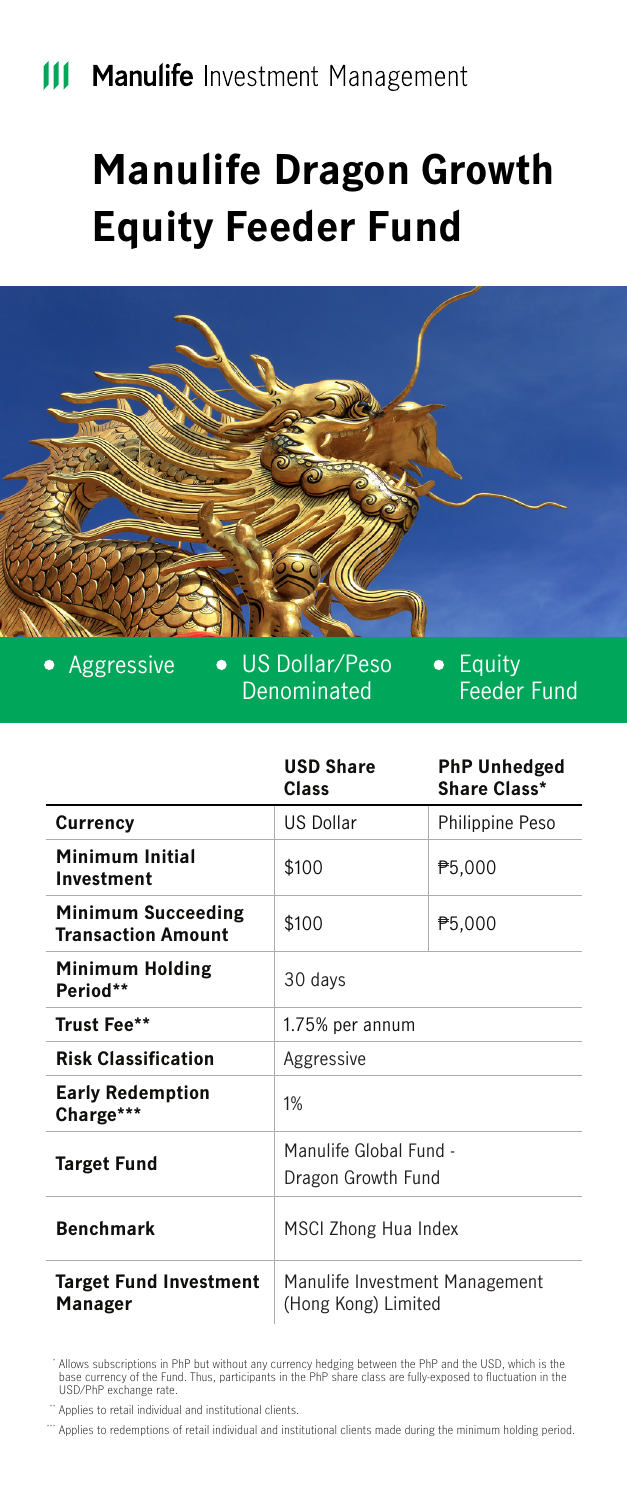Manulife Investment Management

# Manulife Dragon Growth Equity Feeder Fund

- Aggressive
- US Dollar/Peso Denominated
- Equity Feeder Fund

| | USD Share Class | PhP Unhedged Share Class* |
|---|---|---|
| **Currency** | US Dollar | Philippine Peso |
| **Minimum Initial Investment** | $100 | ₱5,000 |
| **Minimum Succeeding Transaction Amount** | $100 | ₱5,000 |
| **Minimum Holding Period**** | 30 days | |
| **Trust Fee**** | 1.75% per annum | |
| **Risk Classification** | Aggressive | |
| **Early Redemption Charge***** | 1% | |
| **Target Fund** | Manulife Global Fund - Dragon Growth Fund | |
| **Benchmark** | MSCI Zhong Hua Index | |
| **Target Fund Investment Manager** | Manulife Investment Management (Hong Kong) Limited | |

* Allows subscriptions in PhP but without any currency hedging between the PhP and the USD, which is the base currency of the Fund. Thus, participants in the PhP share class are fully-exposed to fluctuation in the USD/PhP exchange rate.

** Applies to retail individual and institutional clients.

*** Applies to redemptions of retail individual and institutional clients made during the minimum holding period.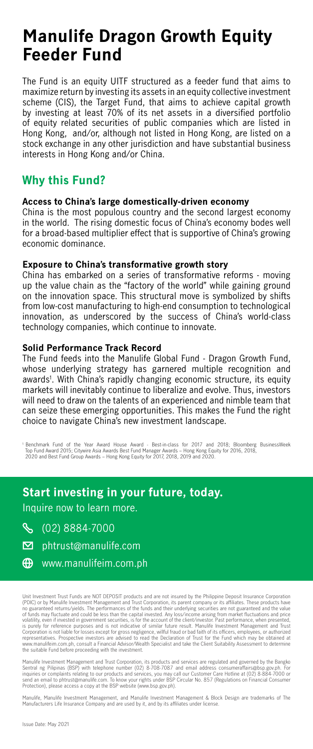# Manulife Dragon Growth Equity Feeder Fund

The Fund is an equity UITF structured as a feeder fund that aims to maximize return by investing its assets in an equity collective investment scheme (CIS), the Target Fund, that aims to achieve capital growth by investing at least 70% of its net assets in a diversified portfolio of equity related securities of public companies which are listed in Hong Kong, and/or, although not listed in Hong Kong, are listed on a stock exchange in any other jurisdiction and have substantial business interests in Hong Kong and/or China.

## Why this Fund?

**Access to China's large domestically-driven economy**

China is the most populous country and the second largest economy in the world. The rising domestic focus of China's economy bodes well for a broad-based multiplier effect that is supportive of China's growing economic dominance.

**Exposure to China's transformative growth story**

China has embarked on a series of transformative reforms - moving up the value chain as the "factory of the world" while gaining ground on the innovation space. This structural move is symbolized by shifts from low-cost manufacturing to high-end consumption to technological innovation, as underscored by the success of China's world-class technology companies, which continue to innovate.

**Solid Performance Track Record**

The Fund feeds into the Manulife Global Fund - Dragon Growth Fund, whose underlying strategy has garnered multiple recognition and awards[1]. With China's rapidly changing economic structure, its equity markets will inevitably continue to liberalize and evolve. Thus, investors will need to draw on the talents of an experienced and nimble team that can seize these emerging opportunities. This makes the Fund the right choice to navigate China's new investment landscape.

[1] Benchmark Fund of the Year Award House Award - Best-in-class for 2017 and 2018; Bloomberg BusinessWeek Top Fund Award 2015; Citywire Asia Awards Best Fund Manager Awards – Hong Kong Equity for 2016, 2018, 2020 and Best Fund Group Awards – Hong Kong Equity for 2017, 2018, 2019 and 2020.

## Start investing in your future, today.

Inquire now to learn more.

- (02) 8884-7000
- phtrust@manulife.com
- www.manulifeim.com.ph

Unit Investment Trust Funds are NOT DEPOSIT products and are not insured by the Philippine Deposit Insurance Corporation (PDIC) or by Manulife Investment Management and Trust Corporation, its parent company or its affiliates. These products have no guaranteed returns/yields. The performances of the funds and their underlying securities are not guaranteed and the value of funds may fluctuate and could be less than the capital invested. Any loss/income arising from market fluctuations and price volatility, even if invested in government securities, is for the account of the client/investor. Past performance, when presented, is purely for reference purposes and is not indicative of similar future result. Manulife Investment Management and Trust Corporation is not liable for losses except for gross negligence, willful fraud or bad faith of its officers, employees, or authorized representatives. Prospective investors are advised to read the Declaration of Trust for the Fund which may be obtained at www.manulifeim.com.ph, consult a Financial Advisor/Wealth Specialist and take the Client Suitability Assessment to determine the suitable Fund before proceeding with the investment.

Manulife Investment Management and Trust Corporation, its products and services are regulated and governed by the Bangko Sentral ng Pilipinas (BSP) with telephone number (02) 8-708-7087 and email address consumeraffairs@bsp.gov.ph. For inquiries or complaints relating to our products and services, you may call our Customer Care Hotline at (02) 8-884-7000 or send an email to phtrust@manulife.com. To know your rights under BSP Circular No. 857 (Regulations on Financial Consumer Protection), please access a copy at the BSP website (www.bsp.gov.ph).

Manulife, Manulife Investment Management, and Manulife Investment Management & Block Design are trademarks of The Manufacturers Life Insurance Company and are used by it, and by its affiliates under license.

Issue Date: May 2021